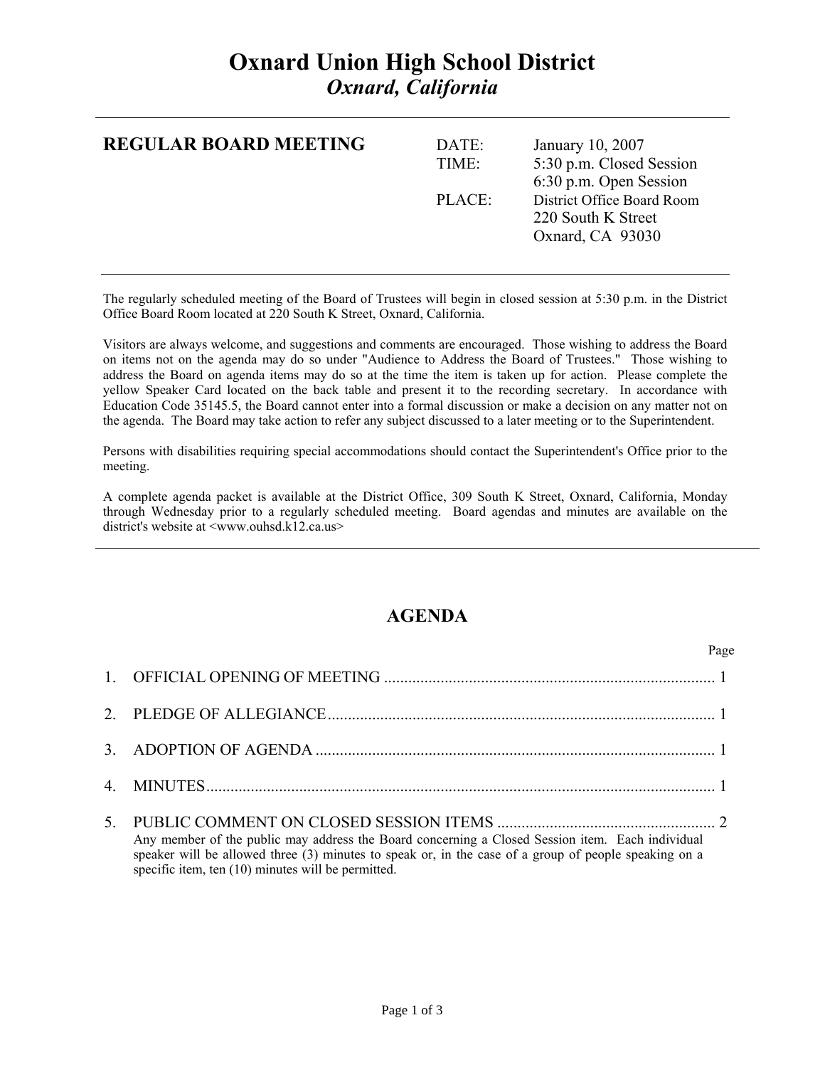# Oxnard Union High School District

*Oxnard, California*

---

**REGULAR BOARD MEETING**

| | |
|---|---|
| DATE: | January 10, 2007 |
| TIME: | 5:30 p.m. Closed Session<br>6:30 p.m. Open Session |
| PLACE: | District Office Board Room<br>220 South K Street<br>Oxnard, CA 93030 |

---

The regularly scheduled meeting of the Board of Trustees will begin in closed session at 5:30 p.m. in the District Office Board Room located at 220 South K Street, Oxnard, California.

Visitors are always welcome, and suggestions and comments are encouraged. Those wishing to address the Board on items not on the agenda may do so under "Audience to Address the Board of Trustees." Those wishing to address the Board on agenda items may do so at the time the item is taken up for action. Please complete the yellow Speaker Card located on the back table and present it to the recording secretary. In accordance with Education Code 35145.5, the Board cannot enter into a formal discussion or make a decision on any matter not on the agenda. The Board may take action to refer any subject discussed to a later meeting or to the Superintendent.

Persons with disabilities requiring special accommodations should contact the Superintendent's Office prior to the meeting.

A complete agenda packet is available at the District Office, 309 South K Street, Oxnard, California, Monday through Wednesday prior to a regularly scheduled meeting. Board agendas and minutes are available on the district's website at <www.ouhsd.k12.ca.us>

---

## AGENDA

Page

1. OFFICIAL OPENING OF MEETING .................................................. 1
2. PLEDGE OF ALLEGIANCE .................................................. 1
3. ADOPTION OF AGENDA .................................................. 1
4. MINUTES .................................................. 1
5. PUBLIC COMMENT ON CLOSED SESSION ITEMS .................................................. 2

   Any member of the public may address the Board concerning a Closed Session item. Each individual speaker will be allowed three (3) minutes to speak or, in the case of a group of people speaking on a specific item, ten (10) minutes will be permitted.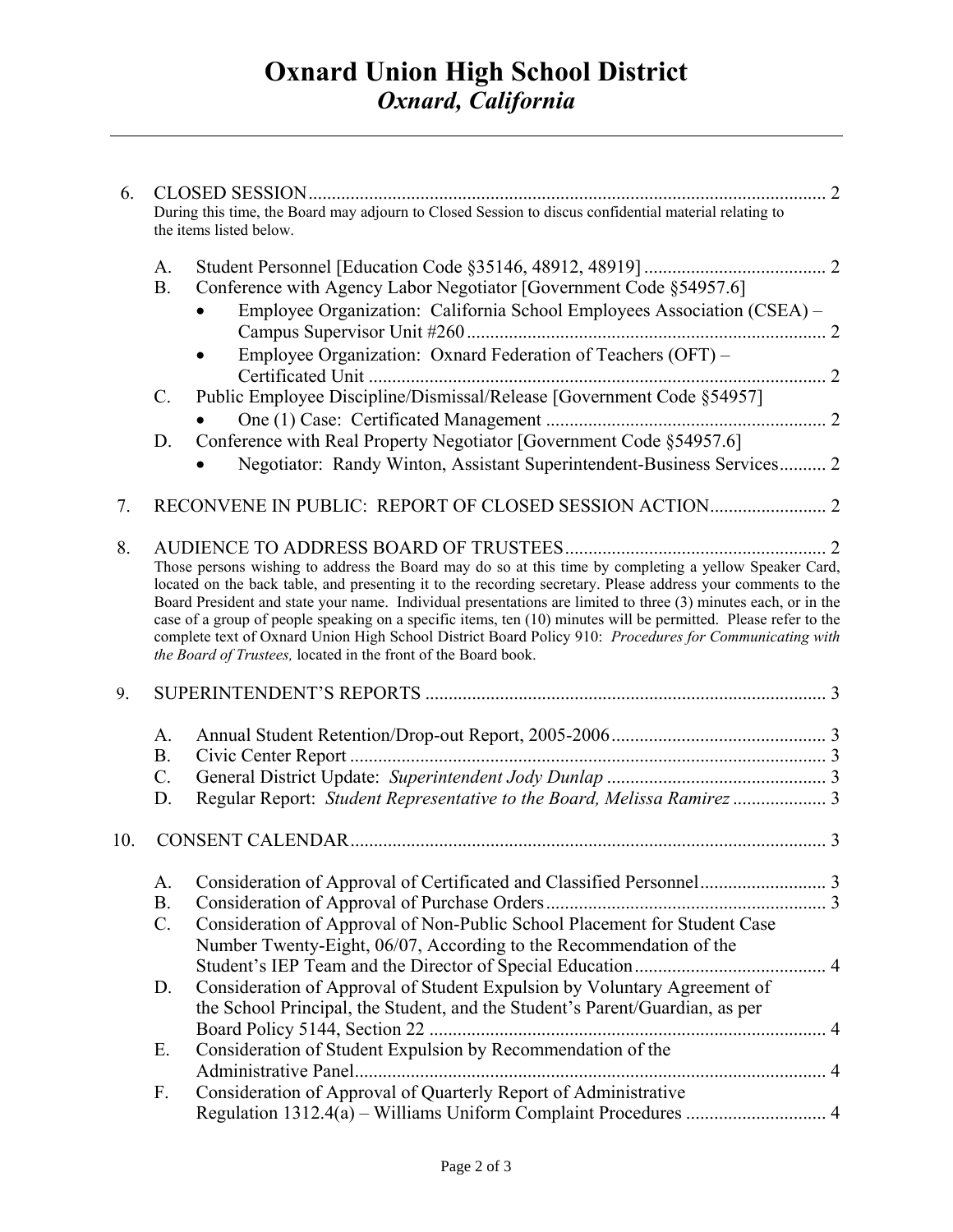# Oxnard Union High School District
## *Oxnard, California*

---

6. CLOSED SESSION .............................................................................................................. 2
   During this time, the Board may adjourn to Closed Session to discus confidential material relating to the items listed below.

   A. Student Personnel [Education Code §35146, 48912, 48919] ....................................... 2
   B. Conference with Agency Labor Negotiator [Government Code §54957.6]
      - Employee Organization: California School Employees Association (CSEA) – Campus Supervisor Unit #260 ............................................................................ 2
      - Employee Organization: Oxnard Federation of Teachers (OFT) – Certificated Unit .................................................................................................. 2
   C. Public Employee Discipline/Dismissal/Release [Government Code §54957]
      - One (1) Case: Certificated Management ............................................................ 2
   D. Conference with Real Property Negotiator [Government Code §54957.6]
      - Negotiator: Randy Winton, Assistant Superintendent-Business Services.......... 2

7. RECONVENE IN PUBLIC: REPORT OF CLOSED SESSION ACTION......................... 2

8. AUDIENCE TO ADDRESS BOARD OF TRUSTEES........................................................ 2
   Those persons wishing to address the Board may do so at this time by completing a yellow Speaker Card, located on the back table, and presenting it to the recording secretary. Please address your comments to the Board President and state your name. Individual presentations are limited to three (3) minutes each, or in the case of a group of people speaking on a specific items, ten (10) minutes will be permitted. Please refer to the complete text of Oxnard Union High School District Board Policy 910: *Procedures for Communicating with the Board of Trustees,* located in the front of the Board book.

9. SUPERINTENDENT'S REPORTS ..................................................................................... 3

   A. Annual Student Retention/Drop-out Report, 2005-2006.............................................. 3
   B. Civic Center Report ..................................................................................................... 3
   C. General District Update: *Superintendent Jody Dunlap* ............................................... 3
   D. Regular Report: *Student Representative to the Board, Melissa Ramirez* .................... 3

10. CONSENT CALENDAR..................................................................................................... 3

   A. Consideration of Approval of Certificated and Classified Personnel........................... 3
   B. Consideration of Approval of Purchase Orders............................................................ 3
   C. Consideration of Approval of Non-Public School Placement for Student Case Number Twenty-Eight, 06/07, According to the Recommendation of the Student's IEP Team and the Director of Special Education......................................... 4
   D. Consideration of Approval of Student Expulsion by Voluntary Agreement of the School Principal, the Student, and the Student's Parent/Guardian, as per Board Policy 5144, Section 22 .................................................................................... 4
   E. Consideration of Student Expulsion by Recommendation of the Administrative Panel.................................................................................................... 4
   F. Consideration of Approval of Quarterly Report of Administrative Regulation 1312.4(a) – Williams Uniform Complaint Procedures .............................. 4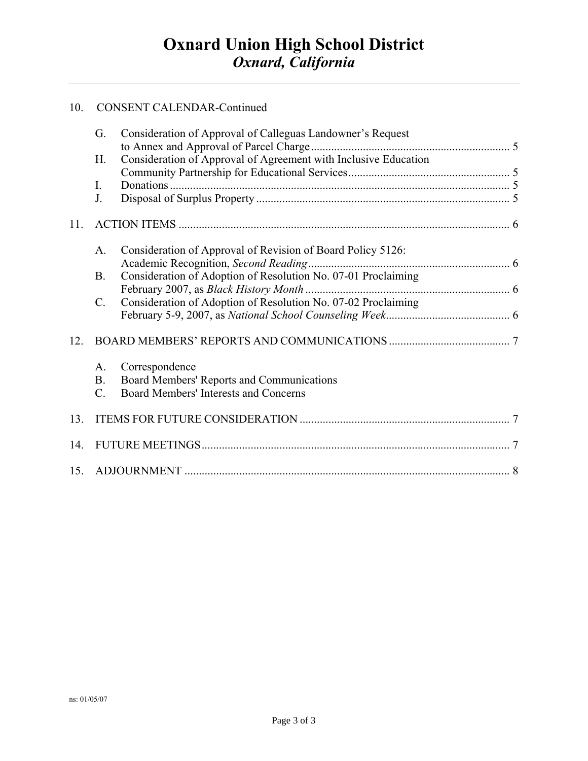# Oxnard Union High School District
## *Oxnard, California*

10. CONSENT CALENDAR-Continued

    G. Consideration of Approval of Calleguas Landowner's Request to Annex and Approval of Parcel Charge ..................... 5
    H. Consideration of Approval of Agreement with Inclusive Education Community Partnership for Educational Services ..................... 5
    I. Donations ..................... 5
    J. Disposal of Surplus Property ..................... 5

11. ACTION ITEMS ..................... 6

    A. Consideration of Approval of Revision of Board Policy 5126: Academic Recognition, *Second Reading* ..................... 6
    B. Consideration of Adoption of Resolution No. 07-01 Proclaiming February 2007, as *Black History Month* ..................... 6
    C. Consideration of Adoption of Resolution No. 07-02 Proclaiming February 5-9, 2007, as *National School Counseling Week* ..................... 6

12. BOARD MEMBERS' REPORTS AND COMMUNICATIONS ..................... 7

    A. Correspondence
    B. Board Members' Reports and Communications
    C. Board Members' Interests and Concerns

13. ITEMS FOR FUTURE CONSIDERATION ..................... 7

14. FUTURE MEETINGS ..................... 7

15. ADJOURNMENT ..................... 8

ns: 01/05/07